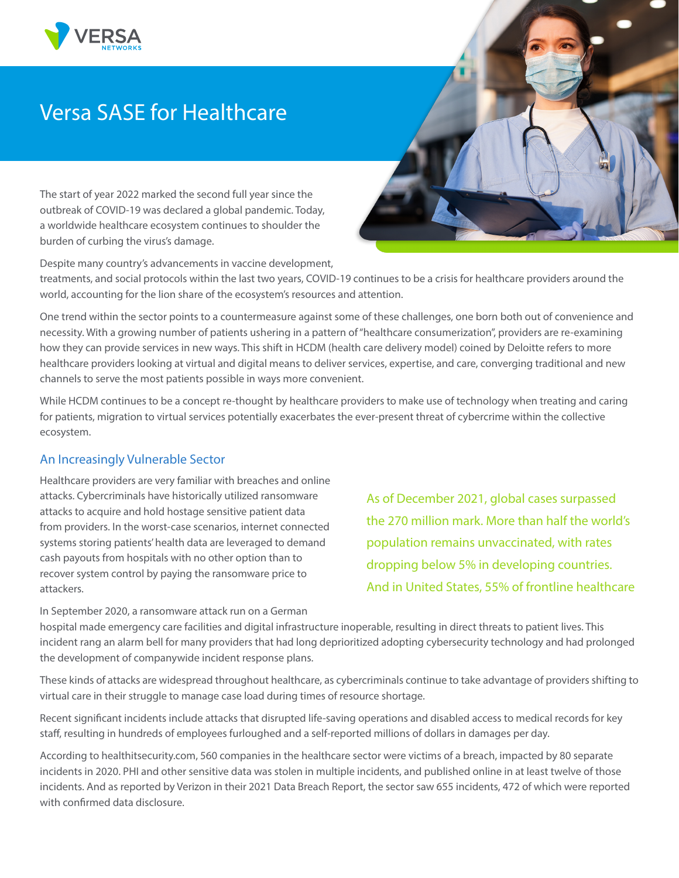# Versa SASE for Healthcare

The start of year 2022 marked the second full year since the outbreak of COVID-19 was declared a global pandemic. Today, a worldwide healthcare ecosystem continues to shoulder the burden of curbing the virus's damage.

Despite many country's advancements in vaccine development, treatments, and social protocols within the last two years, COVID-19 continues to be a crisis for healthcare providers around the world, accounting for the lion share of the ecosystem's resources and attention.

One trend within the sector points to a countermeasure against some of these challenges, one born both out of convenience and necessity. With a growing number of patients ushering in a pattern of "healthcare consumerization", providers are re-examining how they can provide services in new ways. This shift in HCDM (health care delivery model) coined by Deloitte refers to more healthcare providers looking at virtual and digital means to deliver services, expertise, and care, converging traditional and new channels to serve the most patients possible in ways more convenient.

While HCDM continues to be a concept re-thought by healthcare providers to make use of technology when treating and caring for patients, migration to virtual services potentially exacerbates the ever-present threat of cybercrime within the collective ecosystem.

## An Increasingly Vulnerable Sector

Healthcare providers are very familiar with breaches and online attacks. Cybercriminals have historically utilized ransomware attacks to acquire and hold hostage sensitive patient data from providers. In the worst-case scenarios, internet connected systems storing patients' health data are leveraged to demand cash payouts from hospitals with no other option than to recover system control by paying the ransomware price to attackers.

> As of December 2021, global cases surpassed the 270 million mark. More than half the world's population remains unvaccinated, with rates dropping below 5% in developing countries. And in United States, 55% of frontline healthcare

In September 2020, a ransomware attack run on a German hospital made emergency care facilities and digital infrastructure inoperable, resulting in direct threats to patient lives. This incident rang an alarm bell for many providers that had long deprioritized adopting cybersecurity technology and had prolonged the development of companywide incident response plans.

These kinds of attacks are widespread throughout healthcare, as cybercriminals continue to take advantage of providers shifting to virtual care in their struggle to manage case load during times of resource shortage.

Recent significant incidents include attacks that disrupted life-saving operations and disabled access to medical records for key staff, resulting in hundreds of employees furloughed and a self-reported millions of dollars in damages per day.

According to healthitsecurity.com, 560 companies in the healthcare sector were victims of a breach, impacted by 80 separate incidents in 2020. PHI and other sensitive data was stolen in multiple incidents, and published online in at least twelve of those incidents. And as reported by Verizon in their 2021 Data Breach Report, the sector saw 655 incidents, 472 of which were reported with confirmed data disclosure.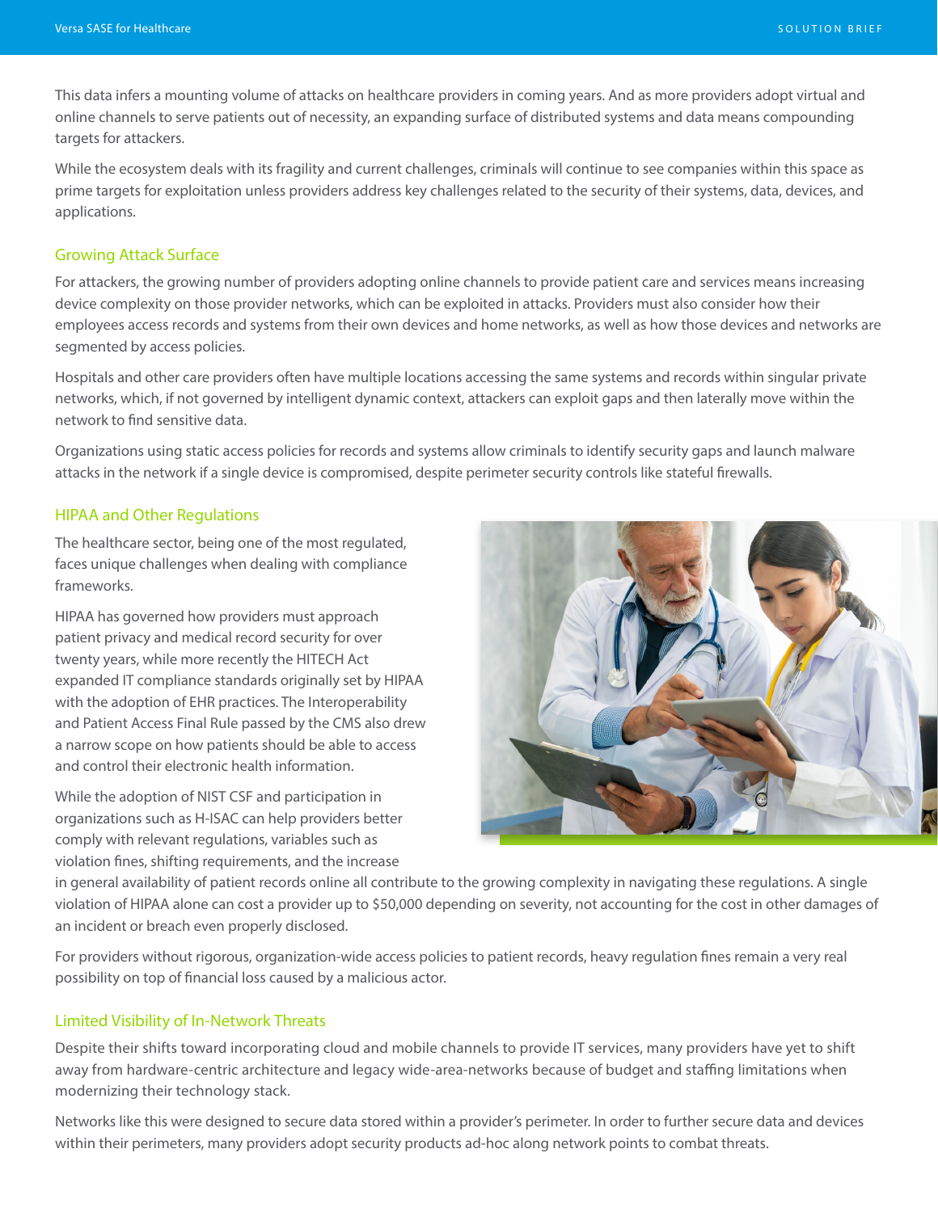This data infers a mounting volume of attacks on healthcare providers in coming years. And as more providers adopt virtual and online channels to serve patients out of necessity, an expanding surface of distributed systems and data means compounding targets for attackers.

While the ecosystem deals with its fragility and current challenges, criminals will continue to see companies within this space as prime targets for exploitation unless providers address key challenges related to the security of their systems, data, devices, and applications.

## Growing Attack Surface

For attackers, the growing number of providers adopting online channels to provide patient care and services means increasing device complexity on those provider networks, which can be exploited in attacks. Providers must also consider how their employees access records and systems from their own devices and home networks, as well as how those devices and networks are segmented by access policies.

Hospitals and other care providers often have multiple locations accessing the same systems and records within singular private networks, which, if not governed by intelligent dynamic context, attackers can exploit gaps and then laterally move within the network to find sensitive data.

Organizations using static access policies for records and systems allow criminals to identify security gaps and launch malware attacks in the network if a single device is compromised, despite perimeter security controls like stateful firewalls.

## HIPAA and Other Regulations

The healthcare sector, being one of the most regulated, faces unique challenges when dealing with compliance frameworks.

HIPAA has governed how providers must approach patient privacy and medical record security for over twenty years, while more recently the HITECH Act expanded IT compliance standards originally set by HIPAA with the adoption of EHR practices. The Interoperability and Patient Access Final Rule passed by the CMS also drew a narrow scope on how patients should be able to access and control their electronic health information.

While the adoption of NIST CSF and participation in organizations such as H-ISAC can help providers better comply with relevant regulations, variables such as violation fines, shifting requirements, and the increase in general availability of patient records online all contribute to the growing complexity in navigating these regulations. A single violation of HIPAA alone can cost a provider up to $50,000 depending on severity, not accounting for the cost in other damages of an incident or breach even properly disclosed.

For providers without rigorous, organization-wide access policies to patient records, heavy regulation fines remain a very real possibility on top of financial loss caused by a malicious actor.

## Limited Visibility of In-Network Threats

Despite their shifts toward incorporating cloud and mobile channels to provide IT services, many providers have yet to shift away from hardware-centric architecture and legacy wide-area-networks because of budget and staffing limitations when modernizing their technology stack.

Networks like this were designed to secure data stored within a provider's perimeter. In order to further secure data and devices within their perimeters, many providers adopt security products ad-hoc along network points to combat threats.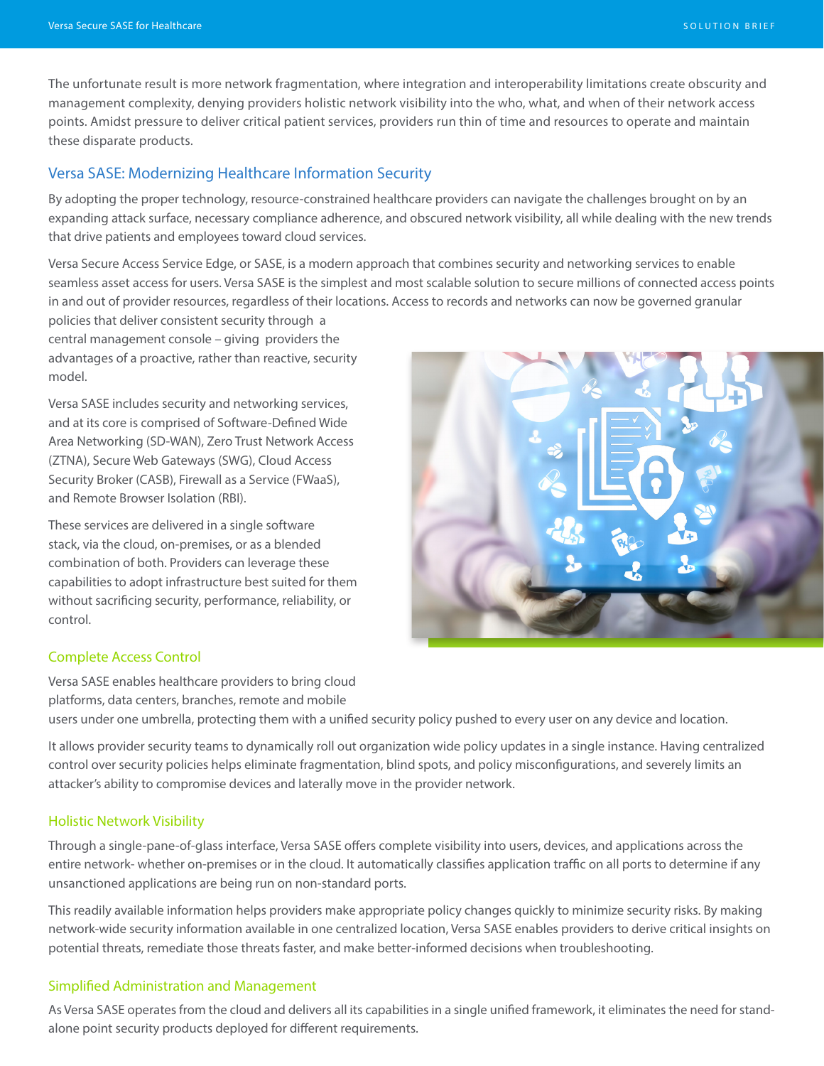The unfortunate result is more network fragmentation, where integration and interoperability limitations create obscurity and management complexity, denying providers holistic network visibility into the who, what, and when of their network access points. Amidst pressure to deliver critical patient services, providers run thin of time and resources to operate and maintain these disparate products.

## Versa SASE: Modernizing Healthcare Information Security

By adopting the proper technology, resource-constrained healthcare providers can navigate the challenges brought on by an expanding attack surface, necessary compliance adherence, and obscured network visibility, all while dealing with the new trends that drive patients and employees toward cloud services.

Versa Secure Access Service Edge, or SASE, is a modern approach that combines security and networking services to enable seamless asset access for users. Versa SASE is the simplest and most scalable solution to secure millions of connected access points in and out of provider resources, regardless of their locations. Access to records and networks can now be governed granular policies that deliver consistent security through a central management console – giving providers the advantages of a proactive, rather than reactive, security model.

Versa SASE includes security and networking services, and at its core is comprised of Software-Defined Wide Area Networking (SD-WAN), Zero Trust Network Access (ZTNA), Secure Web Gateways (SWG), Cloud Access Security Broker (CASB), Firewall as a Service (FWaaS), and Remote Browser Isolation (RBI).

These services are delivered in a single software stack, via the cloud, on-premises, or as a blended combination of both. Providers can leverage these capabilities to adopt infrastructure best suited for them without sacrificing security, performance, reliability, or control.

### Complete Access Control

Versa SASE enables healthcare providers to bring cloud platforms, data centers, branches, remote and mobile users under one umbrella, protecting them with a unified security policy pushed to every user on any device and location.

It allows provider security teams to dynamically roll out organization wide policy updates in a single instance. Having centralized control over security policies helps eliminate fragmentation, blind spots, and policy misconfigurations, and severely limits an attacker's ability to compromise devices and laterally move in the provider network.

### Holistic Network Visibility

Through a single-pane-of-glass interface, Versa SASE offers complete visibility into users, devices, and applications across the entire network- whether on-premises or in the cloud. It automatically classifies application traffic on all ports to determine if any unsanctioned applications are being run on non-standard ports.

This readily available information helps providers make appropriate policy changes quickly to minimize security risks. By making network-wide security information available in one centralized location, Versa SASE enables providers to derive critical insights on potential threats, remediate those threats faster, and make better-informed decisions when troubleshooting.

### Simplified Administration and Management

As Versa SASE operates from the cloud and delivers all its capabilities in a single unified framework, it eliminates the need for stand-alone point security products deployed for different requirements.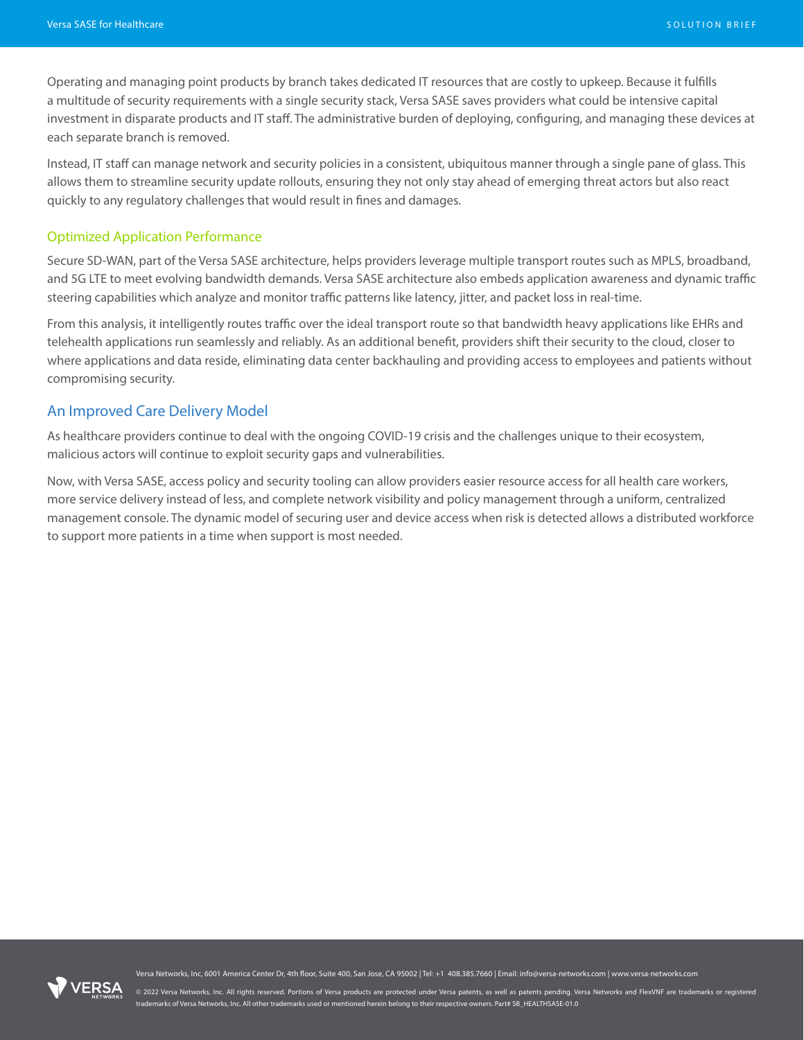Operating and managing point products by branch takes dedicated IT resources that are costly to upkeep. Because it fulfills a multitude of security requirements with a single security stack, Versa SASE saves providers what could be intensive capital investment in disparate products and IT staff. The administrative burden of deploying, configuring, and managing these devices at each separate branch is removed.

Instead, IT staff can manage network and security policies in a consistent, ubiquitous manner through a single pane of glass. This allows them to streamline security update rollouts, ensuring they not only stay ahead of emerging threat actors but also react quickly to any regulatory challenges that would result in fines and damages.

### Optimized Application Performance

Secure SD-WAN, part of the Versa SASE architecture, helps providers leverage multiple transport routes such as MPLS, broadband, and 5G LTE to meet evolving bandwidth demands. Versa SASE architecture also embeds application awareness and dynamic traffic steering capabilities which analyze and monitor traffic patterns like latency, jitter, and packet loss in real-time.

From this analysis, it intelligently routes traffic over the ideal transport route so that bandwidth heavy applications like EHRs and telehealth applications run seamlessly and reliably. As an additional benefit, providers shift their security to the cloud, closer to where applications and data reside, eliminating data center backhauling and providing access to employees and patients without compromising security.

## An Improved Care Delivery Model

As healthcare providers continue to deal with the ongoing COVID-19 crisis and the challenges unique to their ecosystem, malicious actors will continue to exploit security gaps and vulnerabilities.

Now, with Versa SASE, access policy and security tooling can allow providers easier resource access for all health care workers, more service delivery instead of less, and complete network visibility and policy management through a uniform, centralized management console. The dynamic model of securing user and device access when risk is detected allows a distributed workforce to support more patients in a time when support is most needed.

Versa Networks, Inc, 6001 America Center Dr, 4th floor, Suite 400, San Jose, CA 95002 | Tel: +1 408.385.7660 | Email: info@versa-networks.com | www.versa-networks.com

© 2022 Versa Networks, Inc. All rights reserved. Portions of Versa products are protected under Versa patents, as well as patents pending. Versa Networks and FlexVNF are trademarks or registered trademarks of Versa Networks, Inc. All other trademarks used or mentioned herein belong to their respective owners. Part# SB_HEALTHSASE-01.0